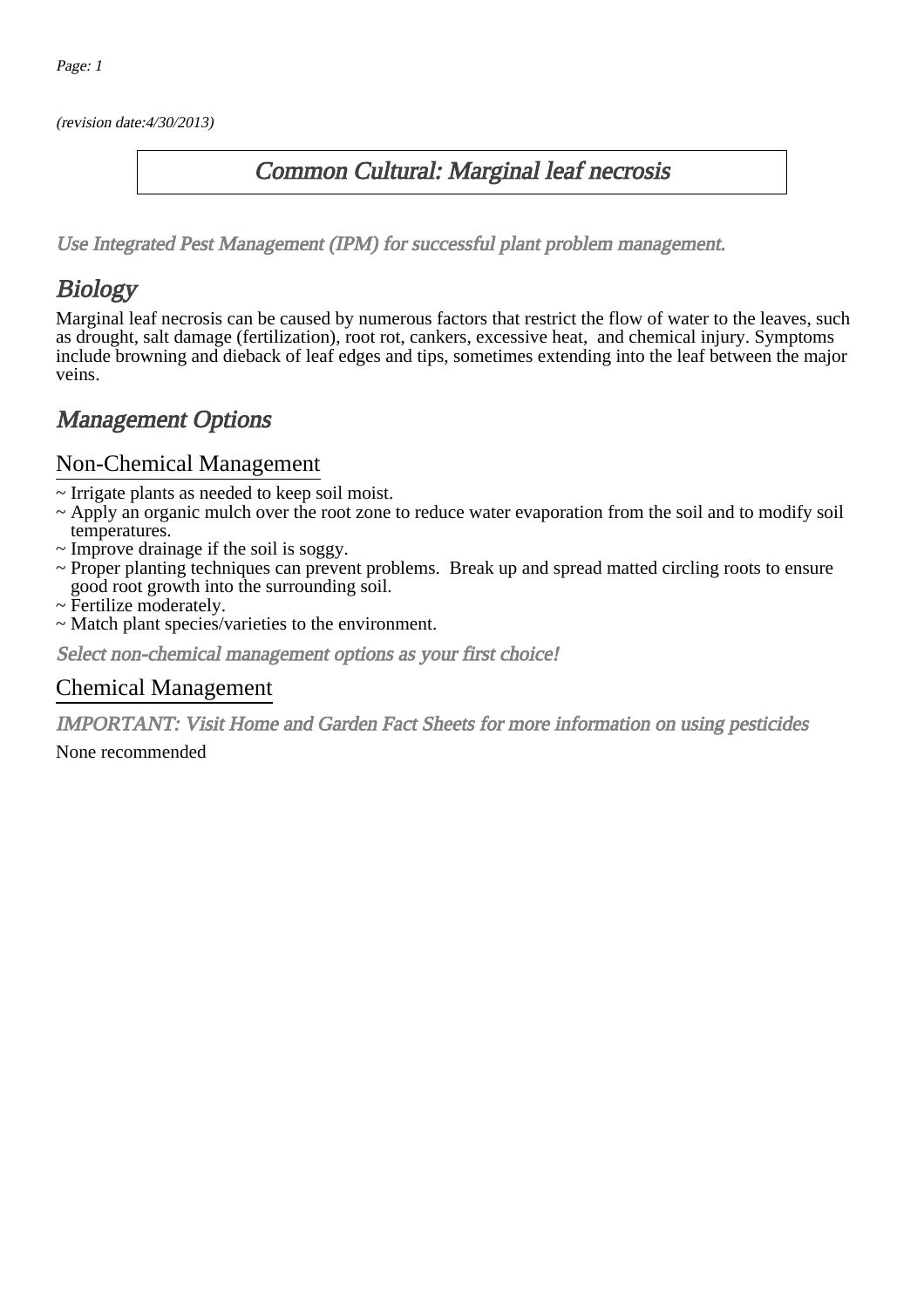(revision date:4/30/2013)

# Common Cultural: Marginal leaf necrosis

*Use Integrated Pest Management (IPM) for successful plant problem management.*

## Biology

Marginal leaf necrosis can be caused by numerous factors that restrict the flow of water to the leaves, such as drought, salt damage (fertilization), root rot, cankers, excessive heat, and chemical injury. Symptoms include browning and dieback of leaf edges and tips, sometimes extending into the leaf between the major veins.

## Management Options

### Non-Chemical Management

~ Irrigate plants as needed to keep soil moist.
~ Apply an organic mulch over the root zone to reduce water evaporation from the soil and to modify soil temperatures.
~ Improve drainage if the soil is soggy.
~ Proper planting techniques can prevent problems. Break up and spread matted circling roots to ensure good root growth into the surrounding soil.
~ Fertilize moderately.
~ Match plant species/varieties to the environment.

*Select non-chemical management options as your first choice!*

### Chemical Management

*IMPORTANT: Visit Home and Garden Fact Sheets for more information on using pesticides*

None recommended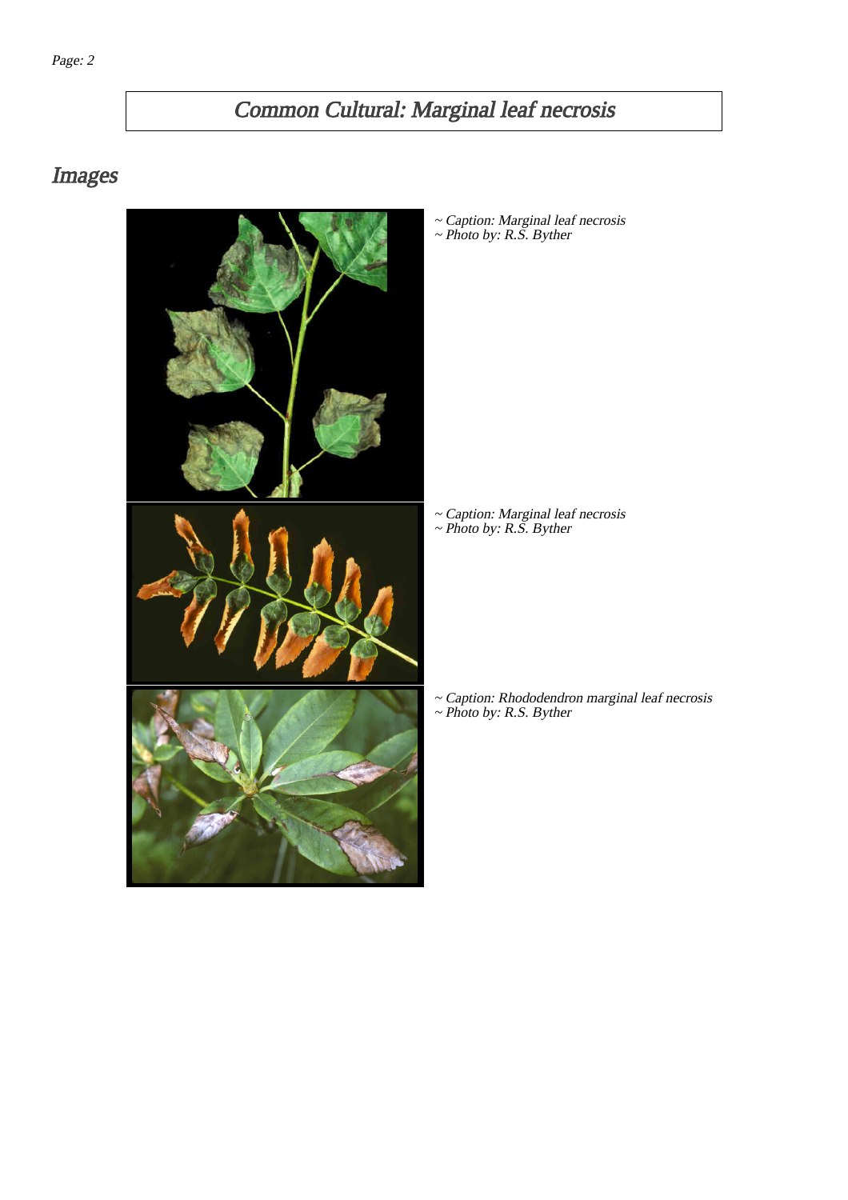# Common Cultural: Marginal leaf necrosis

## Images

~ Caption: Marginal leaf necrosis
~ Photo by: R.S. Byther

~ Caption: Marginal leaf necrosis
~ Photo by: R.S. Byther

~ Caption: Rhododendron marginal leaf necrosis
~ Photo by: R.S. Byther